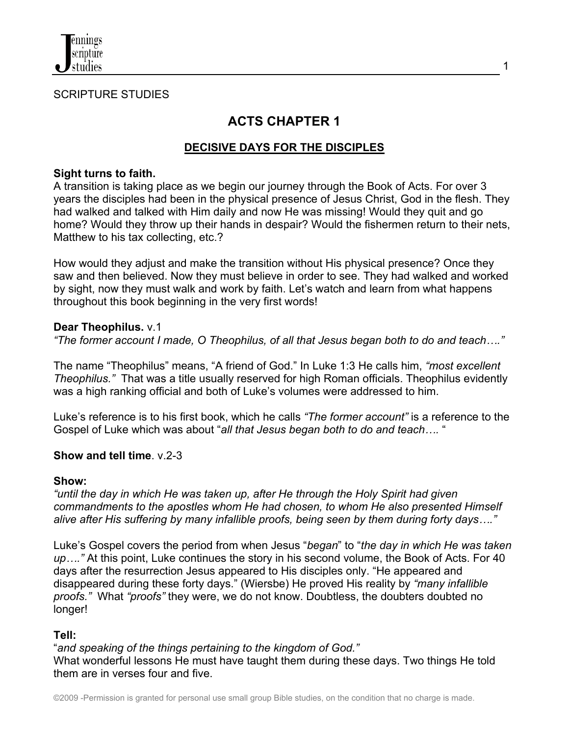SCRIPTURE STUDIES

# ACTS CHAPTER 1

## DECISIVE DAYS FOR THE DISCIPLES

**Sight turns to faith.**

A transition is taking place as we begin our journey through the Book of Acts. For over 3 years the disciples had been in the physical presence of Jesus Christ, God in the flesh. They had walked and talked with Him daily and now He was missing! Would they quit and go home? Would they throw up their hands in despair? Would the fishermen return to their nets, Matthew to his tax collecting, etc.?

How would they adjust and make the transition without His physical presence? Once they saw and then believed. Now they must believe in order to see. They had walked and worked by sight, now they must walk and work by faith. Let's watch and learn from what happens throughout this book beginning in the very first words!

**Dear Theophilus.** v.1

*"The former account I made, O Theophilus, of all that Jesus began both to do and teach…."*

The name "Theophilus" means, "A friend of God." In Luke 1:3 He calls him, *"most excellent Theophilus."* That was a title usually reserved for high Roman officials. Theophilus evidently was a high ranking official and both of Luke's volumes were addressed to him.

Luke's reference is to his first book, which he calls *"The former account"* is a reference to the Gospel of Luke which was about "*all that Jesus began both to do and teach….* "

**Show and tell time**. v.2-3

**Show:**

*"until the day in which He was taken up, after He through the Holy Spirit had given commandments to the apostles whom He had chosen, to whom He also presented Himself alive after His suffering by many infallible proofs, being seen by them during forty days…."*

Luke's Gospel covers the period from when Jesus "*began*" to "*the day in which He was taken up…."* At this point, Luke continues the story in his second volume, the Book of Acts. For 40 days after the resurrection Jesus appeared to His disciples only. "He appeared and disappeared during these forty days." (Wiersbe) He proved His reality by *"many infallible proofs."* What *"proofs"* they were, we do not know. Doubtless, the doubters doubted no longer!

**Tell:**

"*and speaking of the things pertaining to the kingdom of God."*

What wonderful lessons He must have taught them during these days. Two things He told them are in verses four and five.

©2009 -Permission is granted for personal use small group Bible studies, on the condition that no charge is made.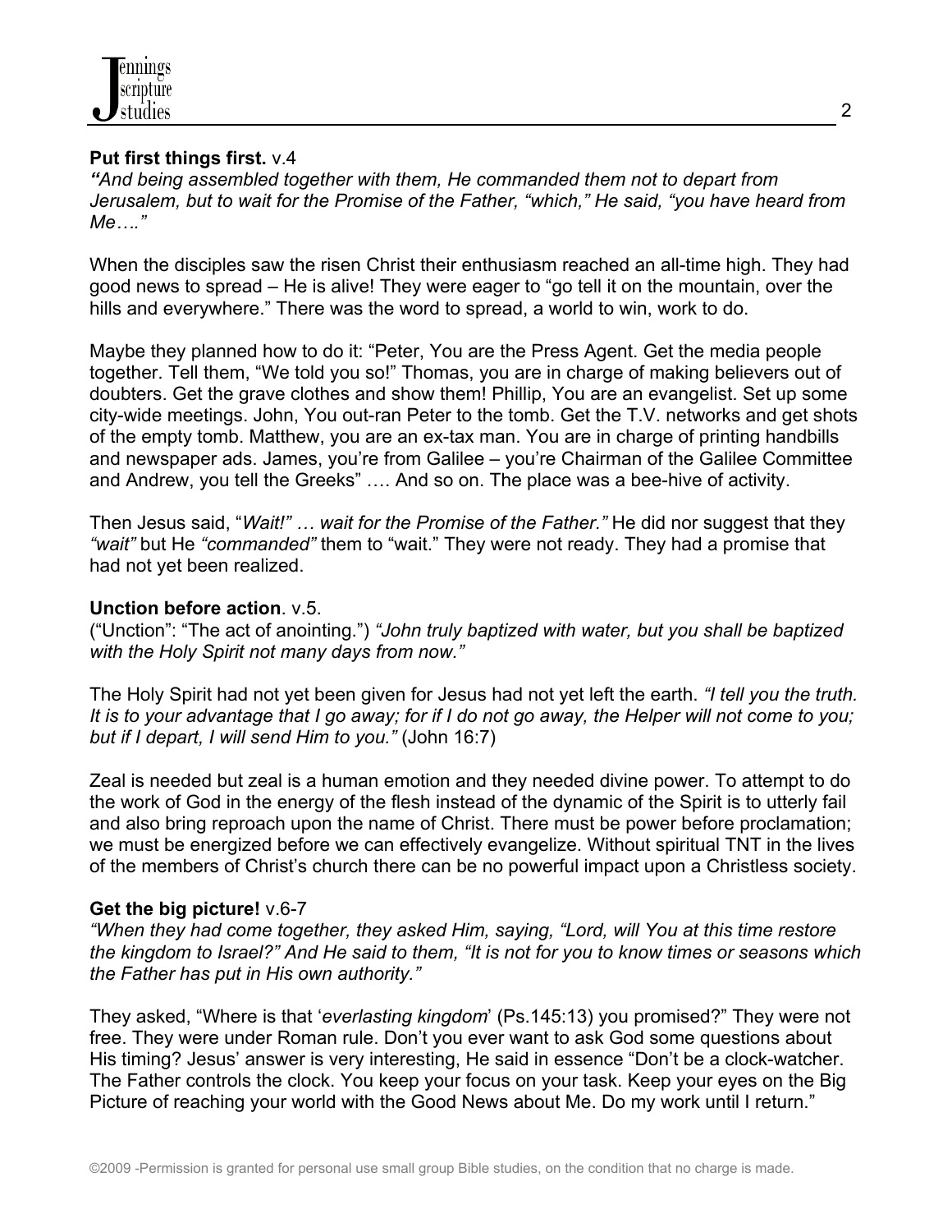**Put first things first.** v.4

*"And being assembled together with them, He commanded them not to depart from Jerusalem, but to wait for the Promise of the Father, "which," He said, "you have heard from Me…."*

When the disciples saw the risen Christ their enthusiasm reached an all-time high. They had good news to spread – He is alive! They were eager to "go tell it on the mountain, over the hills and everywhere." There was the word to spread, a world to win, work to do.

Maybe they planned how to do it: "Peter, You are the Press Agent. Get the media people together. Tell them, "We told you so!" Thomas, you are in charge of making believers out of doubters. Get the grave clothes and show them! Phillip, You are an evangelist. Set up some city-wide meetings. John, You out-ran Peter to the tomb. Get the T.V. networks and get shots of the empty tomb. Matthew, you are an ex-tax man. You are in charge of printing handbills and newspaper ads. James, you're from Galilee – you're Chairman of the Galilee Committee and Andrew, you tell the Greeks" …. And so on. The place was a bee-hive of activity.

Then Jesus said, "*Wait!" … wait for the Promise of the Father."* He did nor suggest that they *"wait"* but He *"commanded"* them to "wait." They were not ready. They had a promise that had not yet been realized.

**Unction before action**. v.5.

("Unction": "The act of anointing.") *"John truly baptized with water, but you shall be baptized with the Holy Spirit not many days from now."*

The Holy Spirit had not yet been given for Jesus had not yet left the earth. *"I tell you the truth. It is to your advantage that I go away; for if I do not go away, the Helper will not come to you; but if I depart, I will send Him to you."* (John 16:7)

Zeal is needed but zeal is a human emotion and they needed divine power. To attempt to do the work of God in the energy of the flesh instead of the dynamic of the Spirit is to utterly fail and also bring reproach upon the name of Christ. There must be power before proclamation; we must be energized before we can effectively evangelize. Without spiritual TNT in the lives of the members of Christ's church there can be no powerful impact upon a Christless society.

**Get the big picture!** v.6-7

*"When they had come together, they asked Him, saying, "Lord, will You at this time restore the kingdom to Israel?" And He said to them, "It is not for you to know times or seasons which the Father has put in His own authority."*

They asked, "Where is that '*everlasting kingdom*' (Ps.145:13) you promised?" They were not free. They were under Roman rule. Don't you ever want to ask God some questions about His timing? Jesus' answer is very interesting, He said in essence "Don't be a clock-watcher. The Father controls the clock. You keep your focus on your task. Keep your eyes on the Big Picture of reaching your world with the Good News about Me. Do my work until I return."

©2009 -Permission is granted for personal use small group Bible studies, on the condition that no charge is made.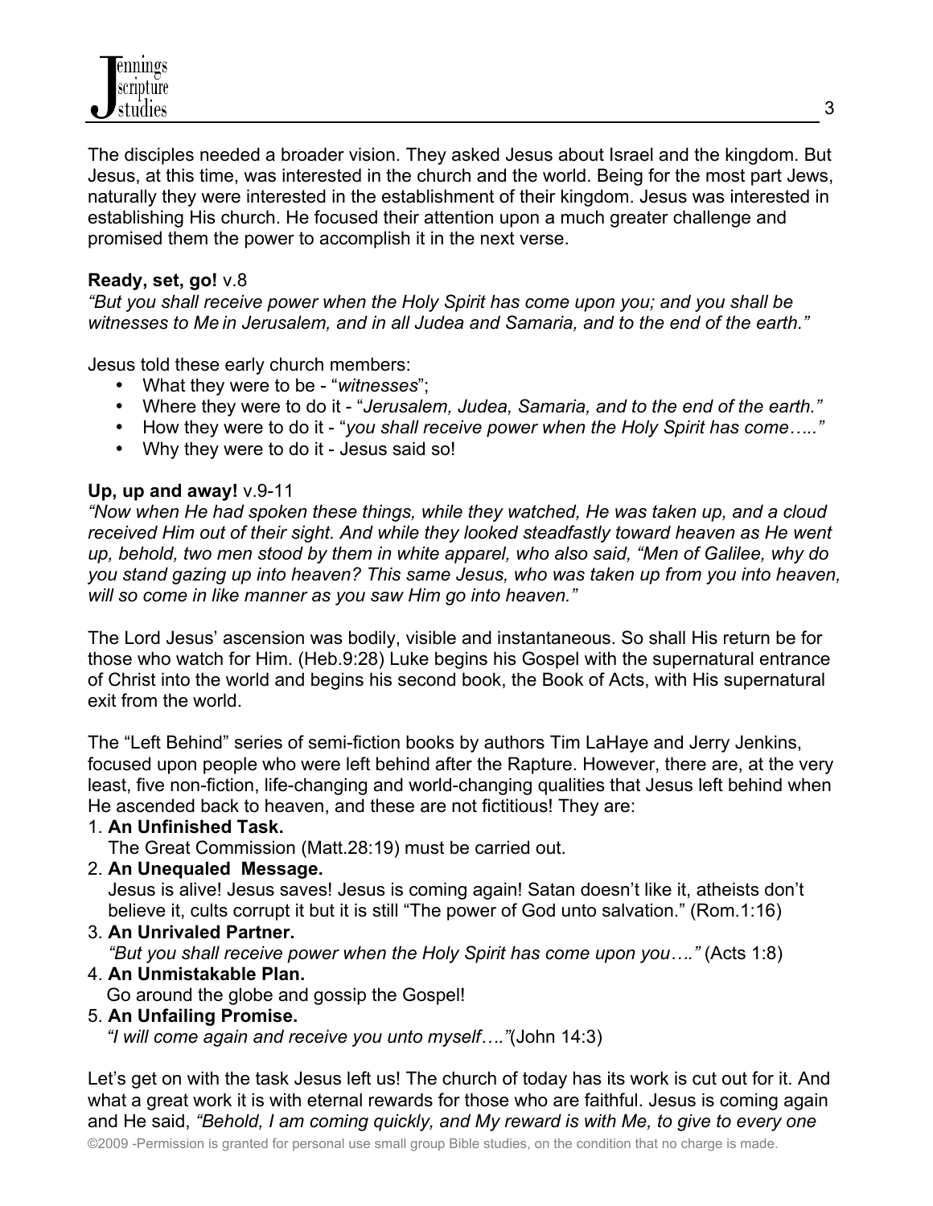The disciples needed a broader vision. They asked Jesus about Israel and the kingdom. But Jesus, at this time, was interested in the church and the world. Being for the most part Jews, naturally they were interested in the establishment of their kingdom. Jesus was interested in establishing His church. He focused their attention upon a much greater challenge and promised them the power to accomplish it in the next verse.

**Ready, set, go!** v.8
*"But you shall receive power when the Holy Spirit has come upon you; and you shall be witnesses to Me in Jerusalem, and in all Judea and Samaria, and to the end of the earth."*

Jesus told these early church members:

- What they were to be - "*witnesses*";
- Where they were to do it - "*Jerusalem, Judea, Samaria, and to the end of the earth."*
- How they were to do it - "*you shall receive power when the Holy Spirit has come….."*
- Why they were to do it - Jesus said so!

**Up, up and away!** v.9-11
*"Now when He had spoken these things, while they watched, He was taken up, and a cloud received Him out of their sight. And while they looked steadfastly toward heaven as He went up, behold, two men stood by them in white apparel, who also said, "Men of Galilee, why do you stand gazing up into heaven? This same Jesus, who was taken up from you into heaven, will so come in like manner as you saw Him go into heaven."*

The Lord Jesus' ascension was bodily, visible and instantaneous. So shall His return be for those who watch for Him. (Heb.9:28) Luke begins his Gospel with the supernatural entrance of Christ into the world and begins his second book, the Book of Acts, with His supernatural exit from the world.

The "Left Behind" series of semi-fiction books by authors Tim LaHaye and Jerry Jenkins, focused upon people who were left behind after the Rapture. However, there are, at the very least, five non-fiction, life-changing and world-changing qualities that Jesus left behind when He ascended back to heaven, and these are not fictitious! They are:

1. **An Unfinished Task.**
   The Great Commission (Matt.28:19) must be carried out.
2. **An Unequaled Message.**
   Jesus is alive! Jesus saves! Jesus is coming again! Satan doesn't like it, atheists don't believe it, cults corrupt it but it is still "The power of God unto salvation." (Rom.1:16)
3. **An Unrivaled Partner.**
   *"But you shall receive power when the Holy Spirit has come upon you…."* (Acts 1:8)
4. **An Unmistakable Plan.**
   Go around the globe and gossip the Gospel!
5. **An Unfailing Promise.**
   *"I will come again and receive you unto myself…."*(John 14:3)

Let's get on with the task Jesus left us! The church of today has its work is cut out for it. And what a great work it is with eternal rewards for those who are faithful. Jesus is coming again and He said, *"Behold, I am coming quickly, and My reward is with Me, to give to every one*

©2009 -Permission is granted for personal use small group Bible studies, on the condition that no charge is made.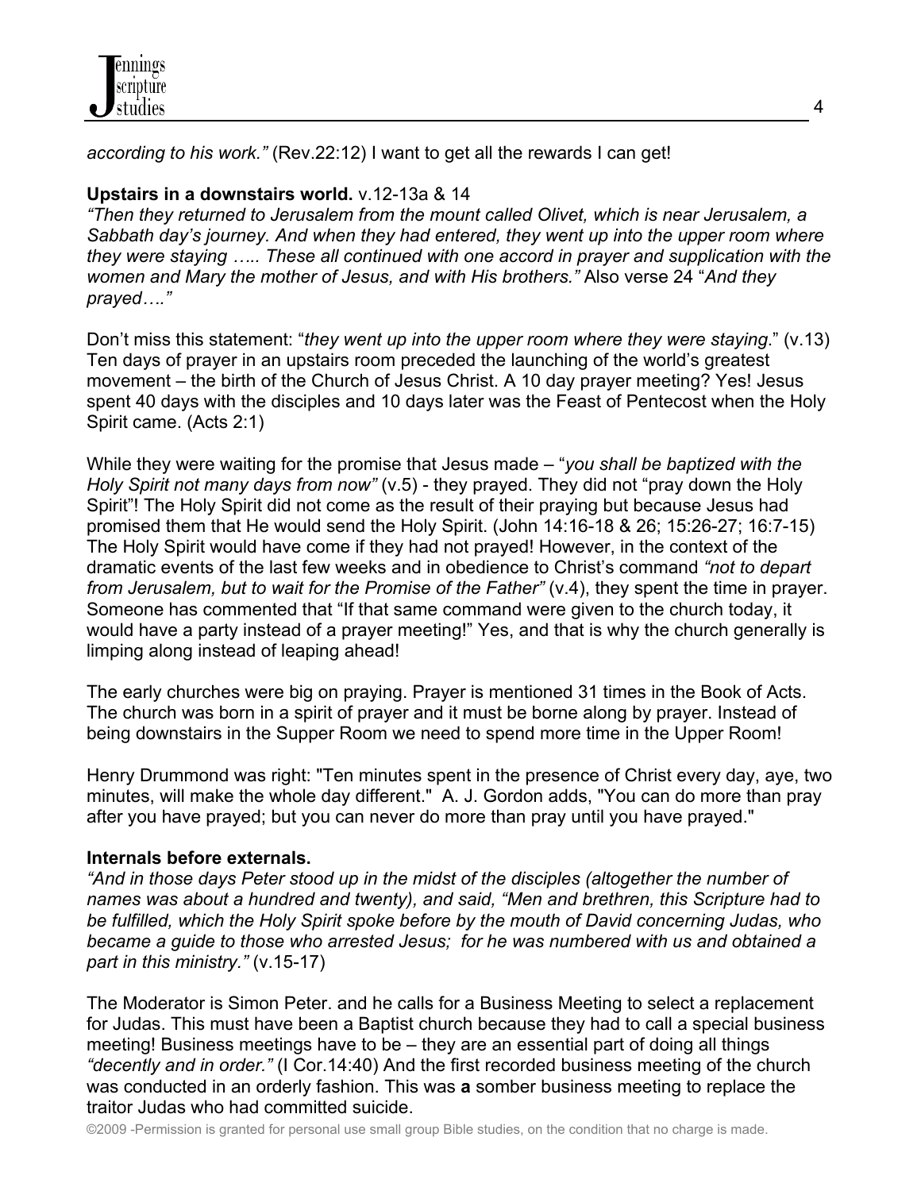*according to his work."* (Rev.22:12) I want to get all the rewards I can get!

**Upstairs in a downstairs world.** v.12-13a & 14

*"Then they returned to Jerusalem from the mount called Olivet, which is near Jerusalem, a Sabbath day's journey. And when they had entered, they went up into the upper room where they were staying ….. These all continued with one accord in prayer and supplication with the women and Mary the mother of Jesus, and with His brothers."* Also verse 24 "*And they prayed…."*

Don't miss this statement: "*they went up into the upper room where they were staying.*" (v.13) Ten days of prayer in an upstairs room preceded the launching of the world's greatest movement – the birth of the Church of Jesus Christ. A 10 day prayer meeting? Yes! Jesus spent 40 days with the disciples and 10 days later was the Feast of Pentecost when the Holy Spirit came. (Acts 2:1)

While they were waiting for the promise that Jesus made – "*you shall be baptized with the Holy Spirit not many days from now"* (v.5) - they prayed. They did not "pray down the Holy Spirit"! The Holy Spirit did not come as the result of their praying but because Jesus had promised them that He would send the Holy Spirit. (John 14:16-18 & 26; 15:26-27; 16:7-15) The Holy Spirit would have come if they had not prayed! However, in the context of the dramatic events of the last few weeks and in obedience to Christ's command *"not to depart from Jerusalem, but to wait for the Promise of the Father"* (v.4), they spent the time in prayer. Someone has commented that "If that same command were given to the church today, it would have a party instead of a prayer meeting!" Yes, and that is why the church generally is limping along instead of leaping ahead!

The early churches were big on praying. Prayer is mentioned 31 times in the Book of Acts. The church was born in a spirit of prayer and it must be borne along by prayer. Instead of being downstairs in the Supper Room we need to spend more time in the Upper Room!

Henry Drummond was right: "Ten minutes spent in the presence of Christ every day, aye, two minutes, will make the whole day different." A. J. Gordon adds, "You can do more than pray after you have prayed; but you can never do more than pray until you have prayed."

**Internals before externals.**

*"And in those days Peter stood up in the midst of the disciples (altogether the number of names was about a hundred and twenty), and said, "Men and brethren, this Scripture had to be fulfilled, which the Holy Spirit spoke before by the mouth of David concerning Judas, who became a guide to those who arrested Jesus; for he was numbered with us and obtained a part in this ministry."* (v.15-17)

The Moderator is Simon Peter. and he calls for a Business Meeting to select a replacement for Judas. This must have been a Baptist church because they had to call a special business meeting! Business meetings have to be – they are an essential part of doing all things *"decently and in order."* (I Cor.14:40) And the first recorded business meeting of the church was conducted in an orderly fashion. This was **a** somber business meeting to replace the traitor Judas who had committed suicide.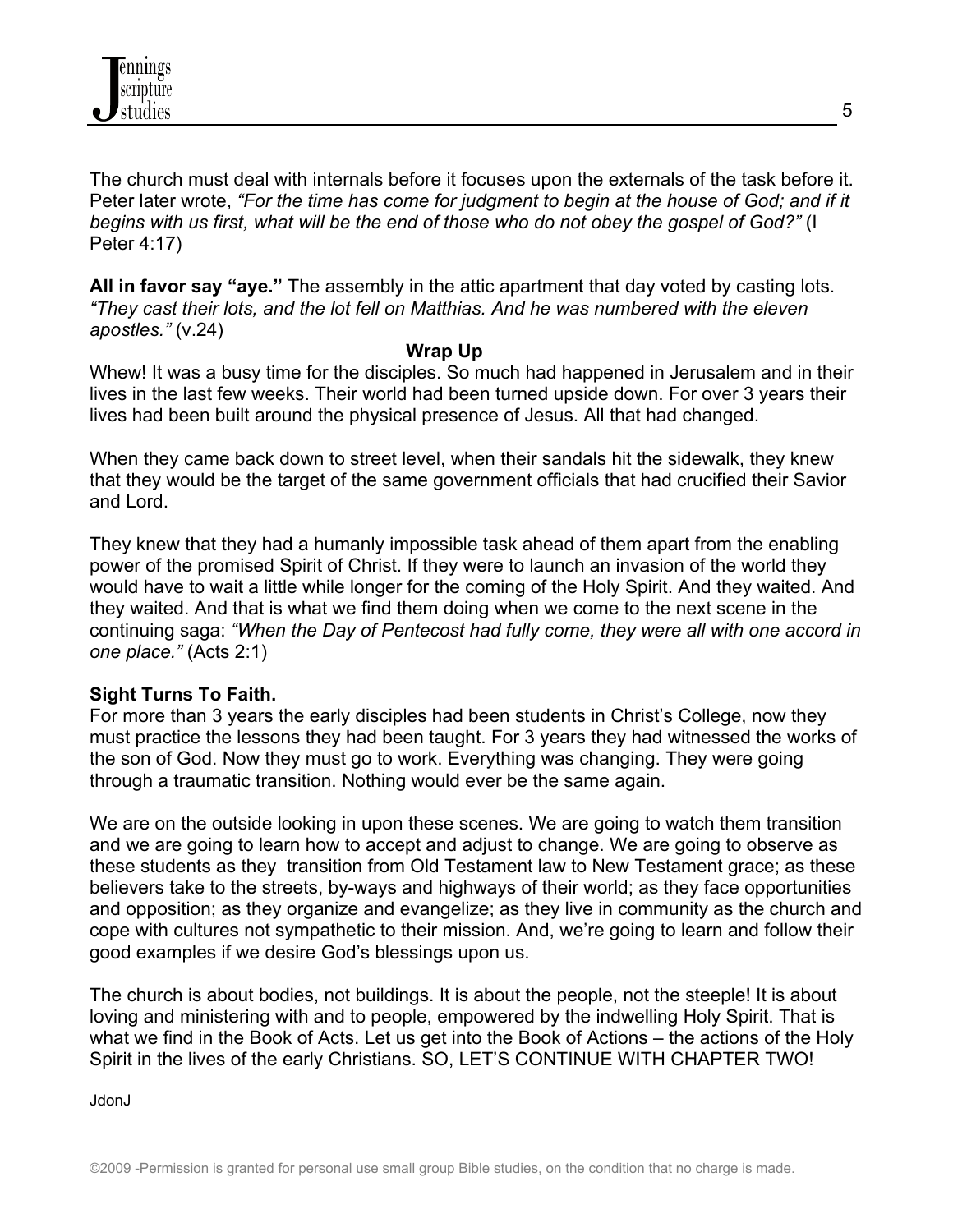The church must deal with internals before it focuses upon the externals of the task before it. Peter later wrote, *"For the time has come for judgment to begin at the house of God; and if it begins with us first, what will be the end of those who do not obey the gospel of God?"* (I Peter 4:17)

**All in favor say "aye."** The assembly in the attic apartment that day voted by casting lots. *"They cast their lots, and the lot fell on Matthias. And he was numbered with the eleven apostles."* (v.24)

**Wrap Up**

Whew! It was a busy time for the disciples. So much had happened in Jerusalem and in their lives in the last few weeks. Their world had been turned upside down. For over 3 years their lives had been built around the physical presence of Jesus. All that had changed.

When they came back down to street level, when their sandals hit the sidewalk, they knew that they would be the target of the same government officials that had crucified their Savior and Lord.

They knew that they had a humanly impossible task ahead of them apart from the enabling power of the promised Spirit of Christ. If they were to launch an invasion of the world they would have to wait a little while longer for the coming of the Holy Spirit. And they waited. And they waited. And that is what we find them doing when we come to the next scene in the continuing saga: *"When the Day of Pentecost had fully come, they were all with one accord in one place."* (Acts 2:1)

**Sight Turns To Faith.**

For more than 3 years the early disciples had been students in Christ's College, now they must practice the lessons they had been taught. For 3 years they had witnessed the works of the son of God. Now they must go to work. Everything was changing. They were going through a traumatic transition. Nothing would ever be the same again.

We are on the outside looking in upon these scenes. We are going to watch them transition and we are going to learn how to accept and adjust to change. We are going to observe as these students as they transition from Old Testament law to New Testament grace; as these believers take to the streets, by-ways and highways of their world; as they face opportunities and opposition; as they organize and evangelize; as they live in community as the church and cope with cultures not sympathetic to their mission. And, we're going to learn and follow their good examples if we desire God's blessings upon us.

The church is about bodies, not buildings. It is about the people, not the steeple! It is about loving and ministering with and to people, empowered by the indwelling Holy Spirit. That is what we find in the Book of Acts. Let us get into the Book of Actions – the actions of the Holy Spirit in the lives of the early Christians. SO, LET'S CONTINUE WITH CHAPTER TWO!

JdonJ

©2009 -Permission is granted for personal use small group Bible studies, on the condition that no charge is made.